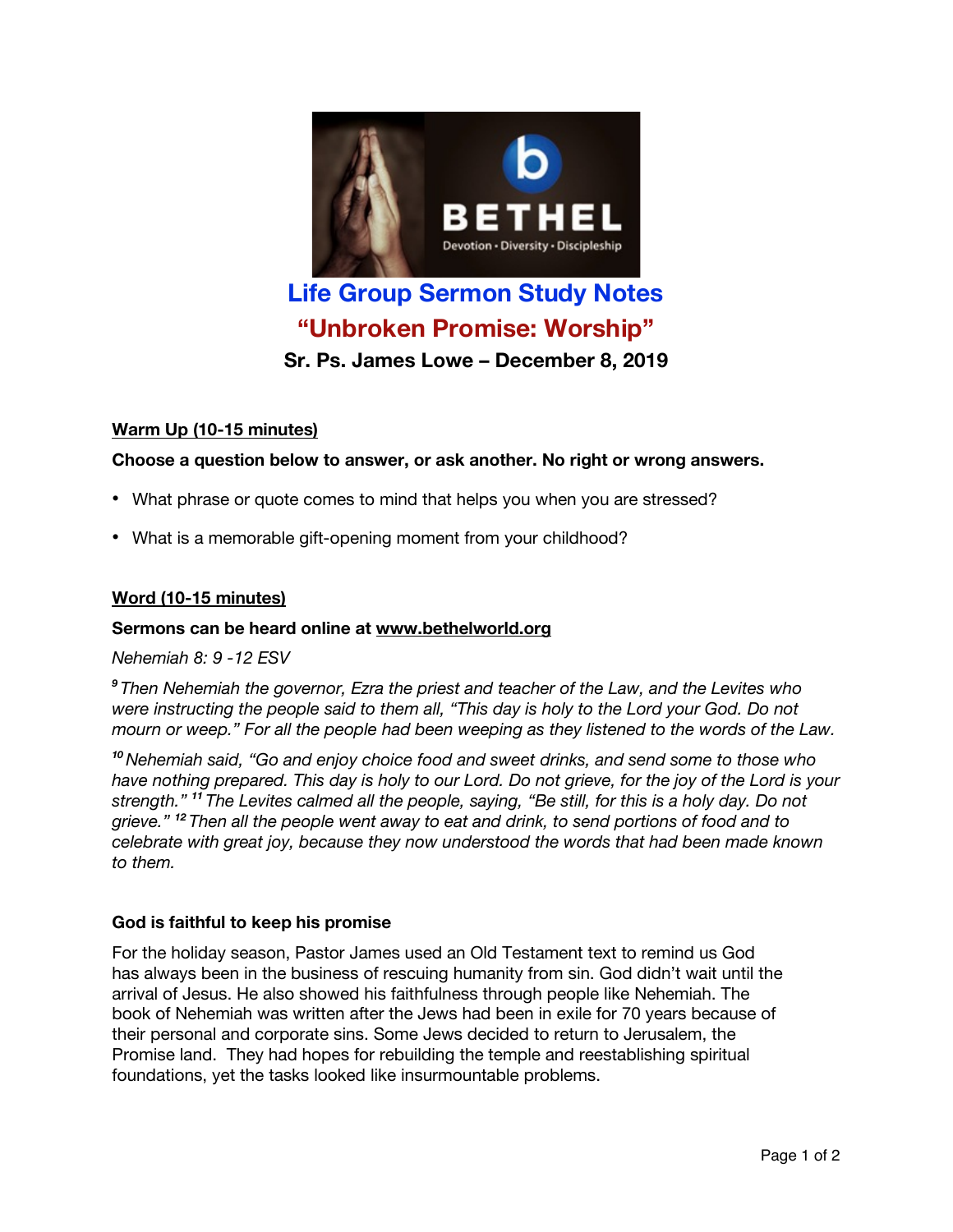# Life Group Sermon Study Notes

## "Unbroken Promise: Worship"

**Sr. Ps. James Lowe – December 8, 2019**

### Warm Up (10-15 minutes)

**Choose a question below to answer, or ask another. No right or wrong answers.**

- What phrase or quote comes to mind that helps you when you are stressed?
- What is a memorable gift-opening moment from your childhood?

### Word (10-15 minutes)

**Sermons can be heard online at www.bethelworld.org**

*Nehemiah 8: 9 -12 ESV*

*[9] Then Nehemiah the governor, Ezra the priest and teacher of the Law, and the Levites who were instructing the people said to them all, "This day is holy to the Lord your God. Do not mourn or weep." For all the people had been weeping as they listened to the words of the Law.*

*[10] Nehemiah said, "Go and enjoy choice food and sweet drinks, and send some to those who have nothing prepared. This day is holy to our Lord. Do not grieve, for the joy of the Lord is your strength." [11] The Levites calmed all the people, saying, "Be still, for this is a holy day. Do not grieve." [12] Then all the people went away to eat and drink, to send portions of food and to celebrate with great joy, because they now understood the words that had been made known to them.*

**God is faithful to keep his promise**

For the holiday season, Pastor James used an Old Testament text to remind us God has always been in the business of rescuing humanity from sin. God didn't wait until the arrival of Jesus. He also showed his faithfulness through people like Nehemiah. The book of Nehemiah was written after the Jews had been in exile for 70 years because of their personal and corporate sins. Some Jews decided to return to Jerusalem, the Promise land. They had hopes for rebuilding the temple and reestablishing spiritual foundations, yet the tasks looked like insurmountable problems.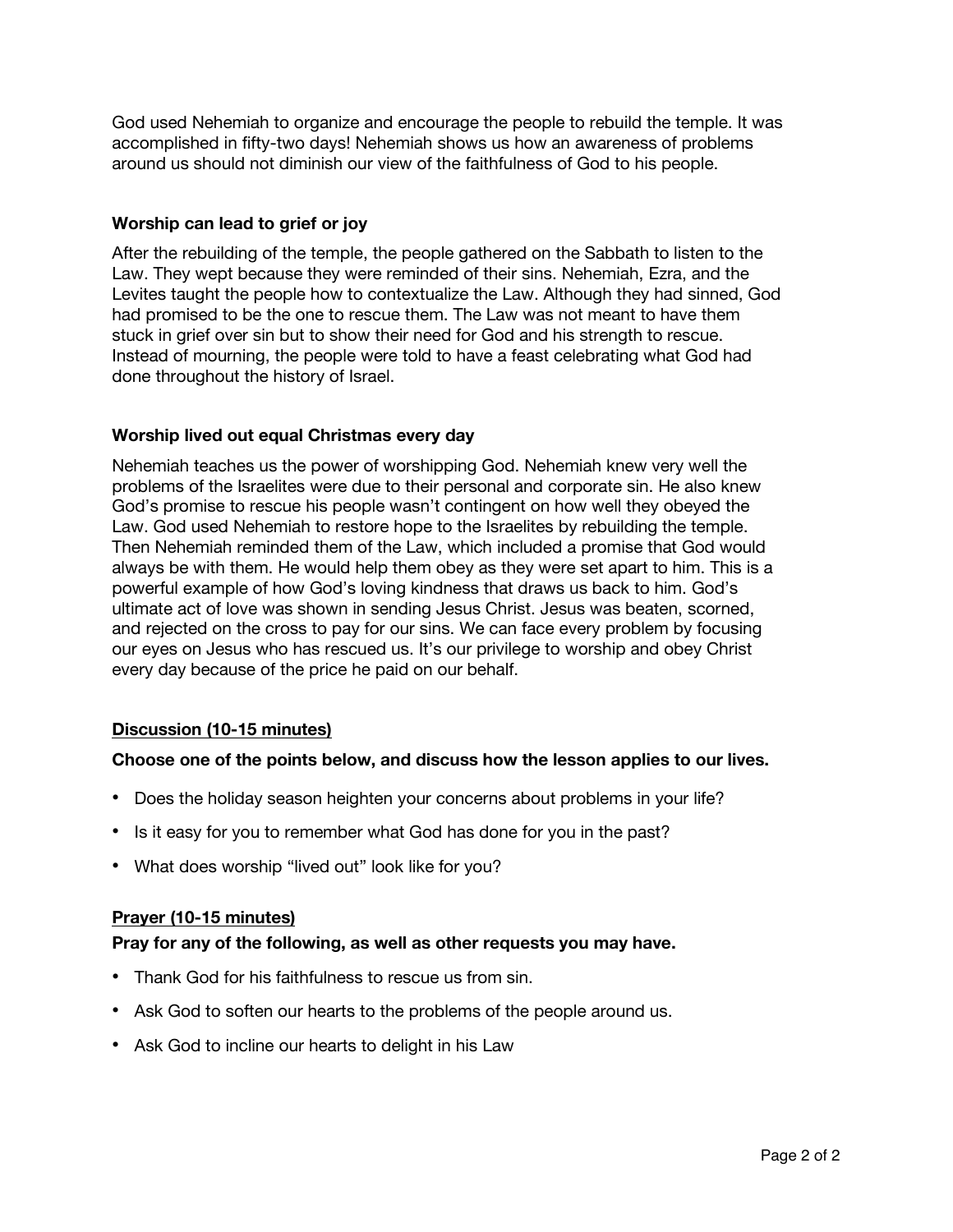God used Nehemiah to organize and encourage the people to rebuild the temple. It was accomplished in fifty-two days! Nehemiah shows us how an awareness of problems around us should not diminish our view of the faithfulness of God to his people.

### Worship can lead to grief or joy

After the rebuilding of the temple, the people gathered on the Sabbath to listen to the Law. They wept because they were reminded of their sins. Nehemiah, Ezra, and the Levites taught the people how to contextualize the Law. Although they had sinned, God had promised to be the one to rescue them. The Law was not meant to have them stuck in grief over sin but to show their need for God and his strength to rescue. Instead of mourning, the people were told to have a feast celebrating what God had done throughout the history of Israel.

### Worship lived out equal Christmas every day

Nehemiah teaches us the power of worshipping God. Nehemiah knew very well the problems of the Israelites were due to their personal and corporate sin. He also knew God's promise to rescue his people wasn't contingent on how well they obeyed the Law. God used Nehemiah to restore hope to the Israelites by rebuilding the temple. Then Nehemiah reminded them of the Law, which included a promise that God would always be with them. He would help them obey as they were set apart to him. This is a powerful example of how God's loving kindness that draws us back to him. God's ultimate act of love was shown in sending Jesus Christ. Jesus was beaten, scorned, and rejected on the cross to pay for our sins. We can face every problem by focusing our eyes on Jesus who has rescued us. It's our privilege to worship and obey Christ every day because of the price he paid on our behalf.

### Discussion (10-15 minutes)

**Choose one of the points below, and discuss how the lesson applies to our lives.**

- Does the holiday season heighten your concerns about problems in your life?
- Is it easy for you to remember what God has done for you in the past?
- What does worship "lived out" look like for you?

### Prayer (10-15 minutes)

**Pray for any of the following, as well as other requests you may have.**

- Thank God for his faithfulness to rescue us from sin.
- Ask God to soften our hearts to the problems of the people around us.
- Ask God to incline our hearts to delight in his Law